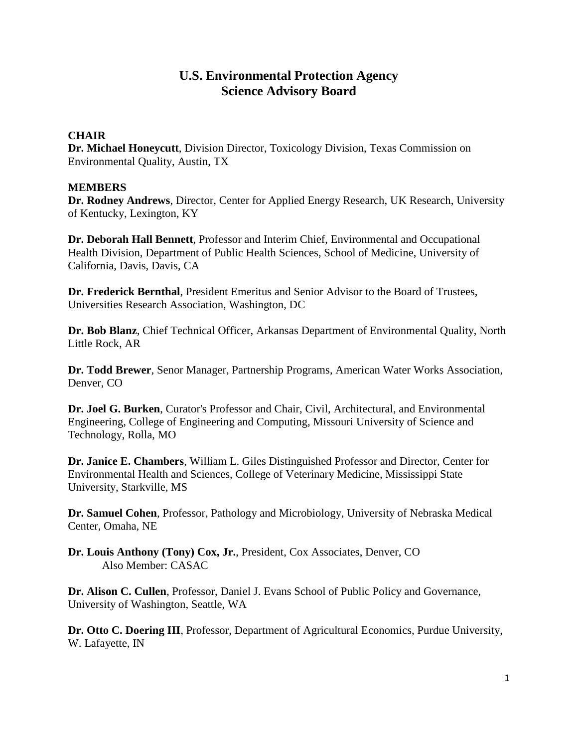# U.S. Environmental Protection Agency
# Science Advisory Board

**CHAIR**

**Dr. Michael Honeycutt**, Division Director, Toxicology Division, Texas Commission on Environmental Quality, Austin, TX

**MEMBERS**

**Dr. Rodney Andrews**, Director, Center for Applied Energy Research, UK Research, University of Kentucky, Lexington, KY

**Dr. Deborah Hall Bennett**, Professor and Interim Chief, Environmental and Occupational Health Division, Department of Public Health Sciences, School of Medicine, University of California, Davis, Davis, CA

**Dr. Frederick Bernthal**, President Emeritus and Senior Advisor to the Board of Trustees, Universities Research Association, Washington, DC

**Dr. Bob Blanz**, Chief Technical Officer, Arkansas Department of Environmental Quality, North Little Rock, AR

**Dr. Todd Brewer**, Senor Manager, Partnership Programs, American Water Works Association, Denver, CO

**Dr. Joel G. Burken**, Curator's Professor and Chair, Civil, Architectural, and Environmental Engineering, College of Engineering and Computing, Missouri University of Science and Technology, Rolla, MO

**Dr. Janice E. Chambers**, William L. Giles Distinguished Professor and Director, Center for Environmental Health and Sciences, College of Veterinary Medicine, Mississippi State University, Starkville, MS

**Dr. Samuel Cohen**, Professor, Pathology and Microbiology, University of Nebraska Medical Center, Omaha, NE

**Dr. Louis Anthony (Tony) Cox, Jr.**, President, Cox Associates, Denver, CO
Also Member: CASAC

**Dr. Alison C. Cullen**, Professor, Daniel J. Evans School of Public Policy and Governance, University of Washington, Seattle, WA

**Dr. Otto C. Doering III**, Professor, Department of Agricultural Economics, Purdue University, W. Lafayette, IN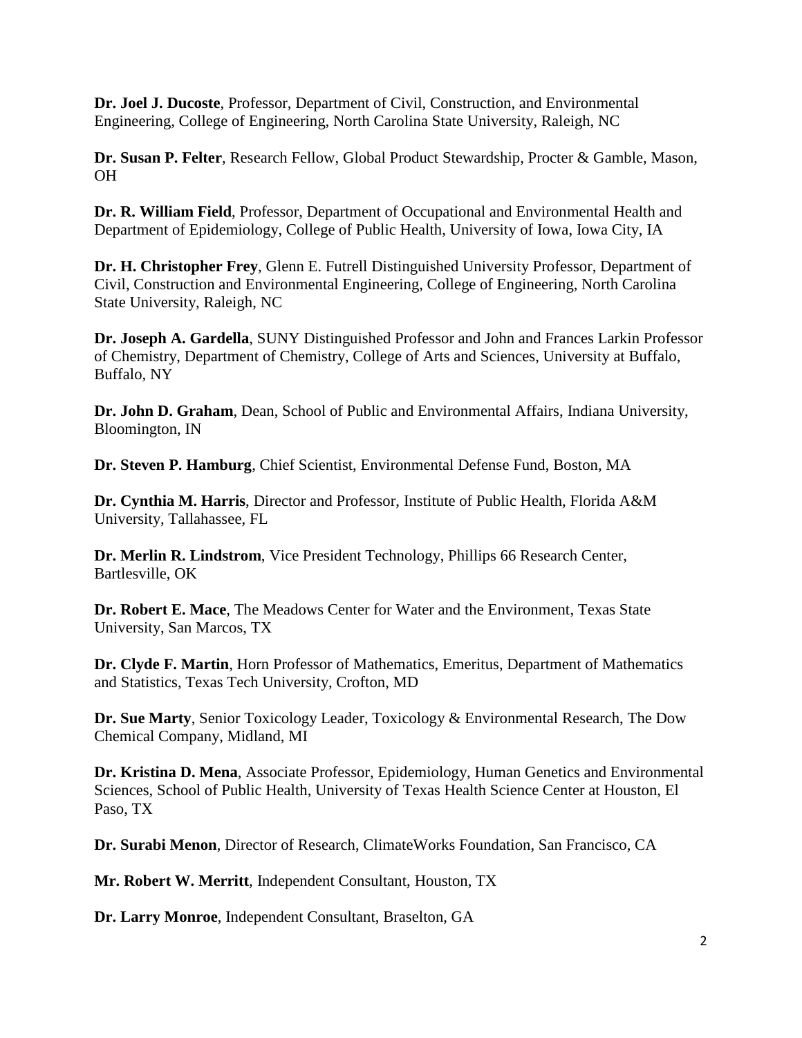**Dr. Joel J. Ducoste**, Professor, Department of Civil, Construction, and Environmental Engineering, College of Engineering, North Carolina State University, Raleigh, NC

**Dr. Susan P. Felter**, Research Fellow, Global Product Stewardship, Procter & Gamble, Mason, OH

**Dr. R. William Field**, Professor, Department of Occupational and Environmental Health and Department of Epidemiology, College of Public Health, University of Iowa, Iowa City, IA

**Dr. H. Christopher Frey**, Glenn E. Futrell Distinguished University Professor, Department of Civil, Construction and Environmental Engineering, College of Engineering, North Carolina State University, Raleigh, NC

**Dr. Joseph A. Gardella**, SUNY Distinguished Professor and John and Frances Larkin Professor of Chemistry, Department of Chemistry, College of Arts and Sciences, University at Buffalo, Buffalo, NY

**Dr. John D. Graham**, Dean, School of Public and Environmental Affairs, Indiana University, Bloomington, IN

**Dr. Steven P. Hamburg**, Chief Scientist, Environmental Defense Fund, Boston, MA

**Dr. Cynthia M. Harris**, Director and Professor, Institute of Public Health, Florida A&M University, Tallahassee, FL

**Dr. Merlin R. Lindstrom**, Vice President Technology, Phillips 66 Research Center, Bartlesville, OK

**Dr. Robert E. Mace**, The Meadows Center for Water and the Environment, Texas State University, San Marcos, TX

**Dr. Clyde F. Martin**, Horn Professor of Mathematics, Emeritus, Department of Mathematics and Statistics, Texas Tech University, Crofton, MD

**Dr. Sue Marty**, Senior Toxicology Leader, Toxicology & Environmental Research, The Dow Chemical Company, Midland, MI

**Dr. Kristina D. Mena**, Associate Professor, Epidemiology, Human Genetics and Environmental Sciences, School of Public Health, University of Texas Health Science Center at Houston, El Paso, TX

**Dr. Surabi Menon**, Director of Research, ClimateWorks Foundation, San Francisco, CA

**Mr. Robert W. Merritt**, Independent Consultant, Houston, TX

**Dr. Larry Monroe**, Independent Consultant, Braselton, GA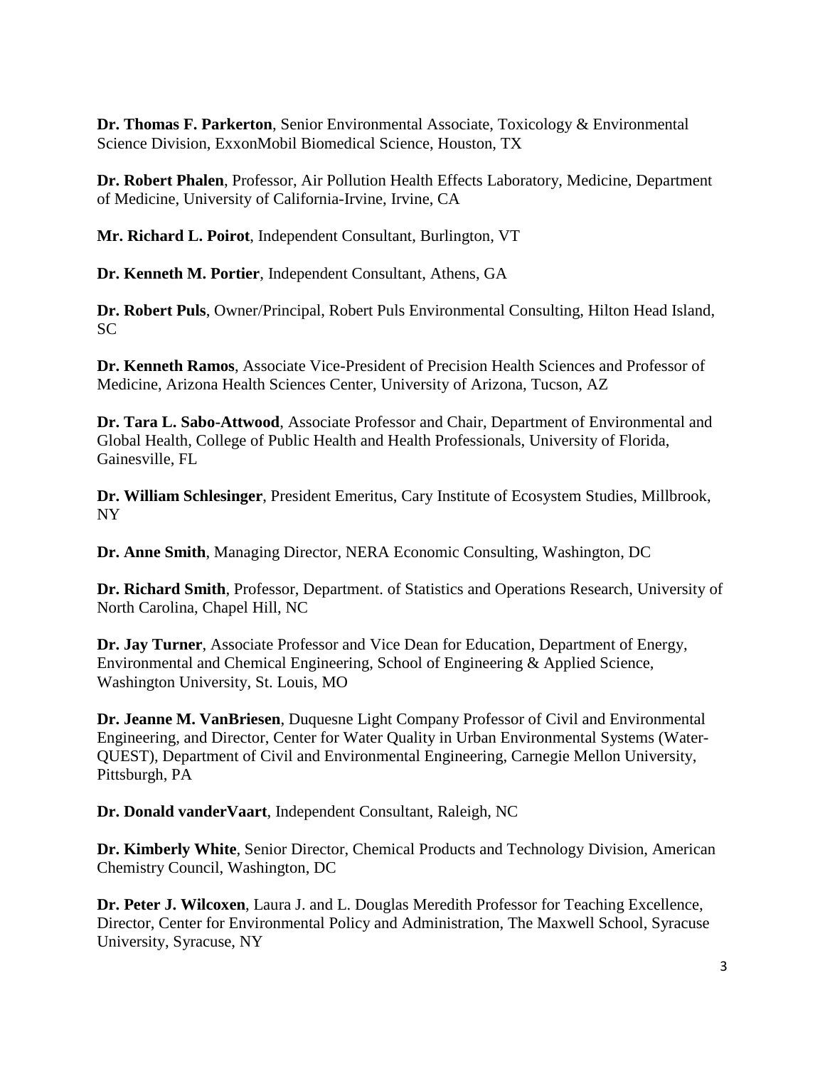**Dr. Thomas F. Parkerton**, Senior Environmental Associate, Toxicology & Environmental Science Division, ExxonMobil Biomedical Science, Houston, TX

**Dr. Robert Phalen**, Professor, Air Pollution Health Effects Laboratory, Medicine, Department of Medicine, University of California-Irvine, Irvine, CA

**Mr. Richard L. Poirot**, Independent Consultant, Burlington, VT

**Dr. Kenneth M. Portier**, Independent Consultant, Athens, GA

**Dr. Robert Puls**, Owner/Principal, Robert Puls Environmental Consulting, Hilton Head Island, SC

**Dr. Kenneth Ramos**, Associate Vice-President of Precision Health Sciences and Professor of Medicine, Arizona Health Sciences Center, University of Arizona, Tucson, AZ

**Dr. Tara L. Sabo-Attwood**, Associate Professor and Chair, Department of Environmental and Global Health, College of Public Health and Health Professionals, University of Florida, Gainesville, FL

**Dr. William Schlesinger**, President Emeritus, Cary Institute of Ecosystem Studies, Millbrook, NY

**Dr. Anne Smith**, Managing Director, NERA Economic Consulting, Washington, DC

**Dr. Richard Smith**, Professor, Department. of Statistics and Operations Research, University of North Carolina, Chapel Hill, NC

**Dr. Jay Turner**, Associate Professor and Vice Dean for Education, Department of Energy, Environmental and Chemical Engineering, School of Engineering & Applied Science, Washington University, St. Louis, MO

**Dr. Jeanne M. VanBriesen**, Duquesne Light Company Professor of Civil and Environmental Engineering, and Director, Center for Water Quality in Urban Environmental Systems (Water-QUEST), Department of Civil and Environmental Engineering, Carnegie Mellon University, Pittsburgh, PA

**Dr. Donald vanderVaart**, Independent Consultant, Raleigh, NC

**Dr. Kimberly White**, Senior Director, Chemical Products and Technology Division, American Chemistry Council, Washington, DC

**Dr. Peter J. Wilcoxen**, Laura J. and L. Douglas Meredith Professor for Teaching Excellence, Director, Center for Environmental Policy and Administration, The Maxwell School, Syracuse University, Syracuse, NY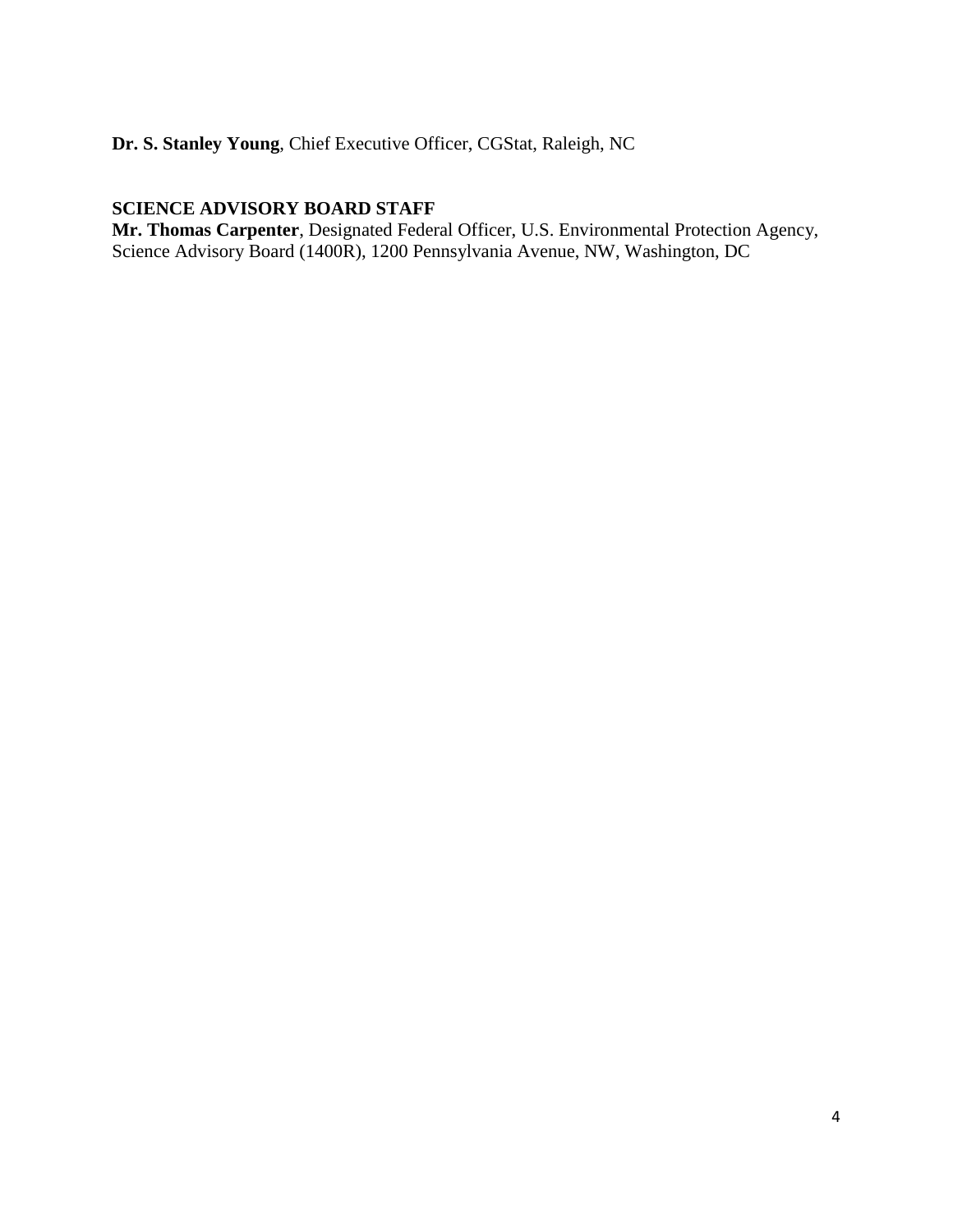**Dr. S. Stanley Young**, Chief Executive Officer, CGStat, Raleigh, NC

**SCIENCE ADVISORY BOARD STAFF**

**Mr. Thomas Carpenter**, Designated Federal Officer, U.S. Environmental Protection Agency, Science Advisory Board (1400R), 1200 Pennsylvania Avenue, NW, Washington, DC